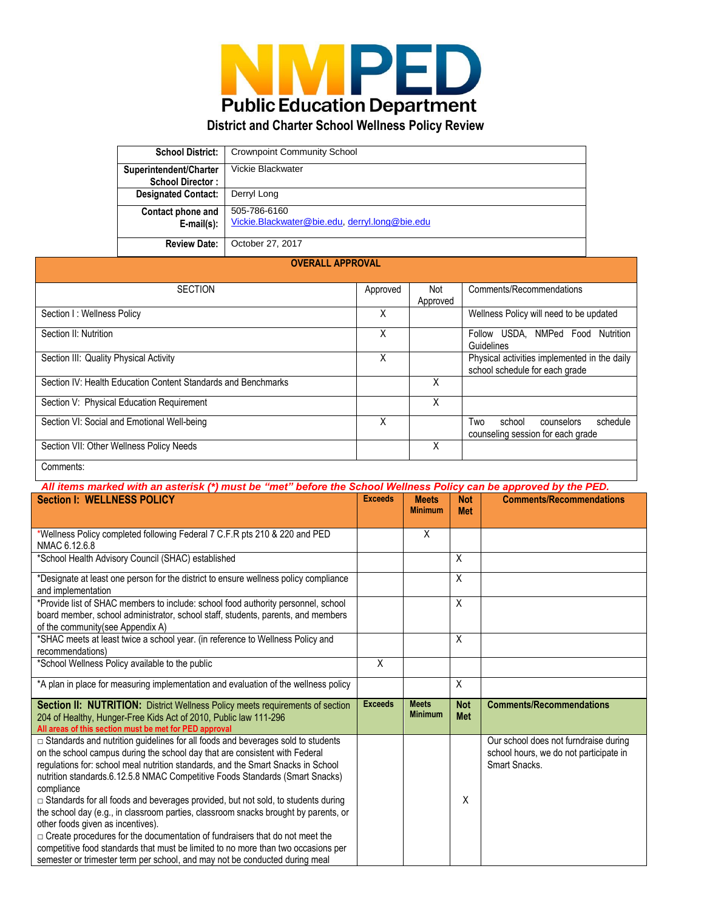# NMPED Public Education Department

## District and Charter School Wellness Policy Review

| | |
|---|---|
| **School District:** | Crownpoint Community School |
| **Superintendent/Charter School Director :** | Vickie Blackwater |
| **Designated Contact:** | Derryl Long |
| **Contact phone and E-mail(s):** | 505-786-6160<br>Vickie.Blackwater@bie.edu, derryl.long@bie.edu |
| **Review Date:** | October 27, 2017 |

**OVERALL APPROVAL**

| SECTION | Approved | Not Approved | Comments/Recommendations |
|---|---|---|---|
| Section I : Wellness Policy | X | | Wellness Policy will need to be updated |
| Section II: Nutrition | X | | Follow USDA, NMPed Food Nutrition Guidelines |
| Section III: Quality Physical Activity | X | | Physical activities implemented in the daily school schedule for each grade |
| Section IV: Health Education Content Standards and Benchmarks | | X | |
| Section V: Physical Education Requirement | | X | |
| Section VI: Social and Emotional Well-being | X | | Two school counselors schedule counseling session for each grade |
| Section VII: Other Wellness Policy Needs | | X | |
| Comments: | | | |

***All items marked with an asterisk (*) must be "met" before the School Wellness Policy can be approved by the PED.***

| **Section I: WELLNESS POLICY** | **Exceeds** | **Meets Minimum** | **Not Met** | **Comments/Recommendations** |
|---|---|---|---|---|
| *Wellness Policy completed following Federal 7 C.F.R pts 210 & 220 and PED NMAC 6.12.6.8 | | X | | |
| *School Health Advisory Council (SHAC) established | | | X | |
| *Designate at least one person for the district to ensure wellness policy compliance and implementation | | | X | |
| *Provide list of SHAC members to include: school food authority personnel, school board member, school administrator, school staff, students, parents, and members of the community(see Appendix A) | | | X | |
| *SHAC meets at least twice a school year. (in reference to Wellness Policy and recommendations) | | | X | |
| *School Wellness Policy available to the public | X | | | |
| *A plan in place for measuring implementation and evaluation of the wellness policy | | | X | |

| **Section II: NUTRITION:** District Wellness Policy meets requirements of section 204 of Healthy, Hunger-Free Kids Act of 2010, Public law 111-296<br>*All areas of this section must be met for PED approval* | **Exceeds** | **Meets Minimum** | **Not Met** | **Comments/Recommendations** |
|---|---|---|---|---|
| □ Standards and nutrition guidelines for all foods and beverages sold to students on the school campus during the school day that are consistent with Federal regulations for: school meal nutrition standards, and the Smart Snacks in School nutrition standards.6.12.5.8 NMAC Competitive Foods Standards (Smart Snacks) compliance<br>□ Standards for all foods and beverages provided, but not sold, to students during the school day (e.g., in classroom parties, classroom snacks brought by parents, or other foods given as incentives).<br>□ Create procedures for the documentation of fundraisers that do not meet the competitive food standards that must be limited to no more than two occasions per semester or trimester term per school, and may not be conducted during meal | | | X | Our school does not fundraise during school hours, we do not participate in Smart Snacks. |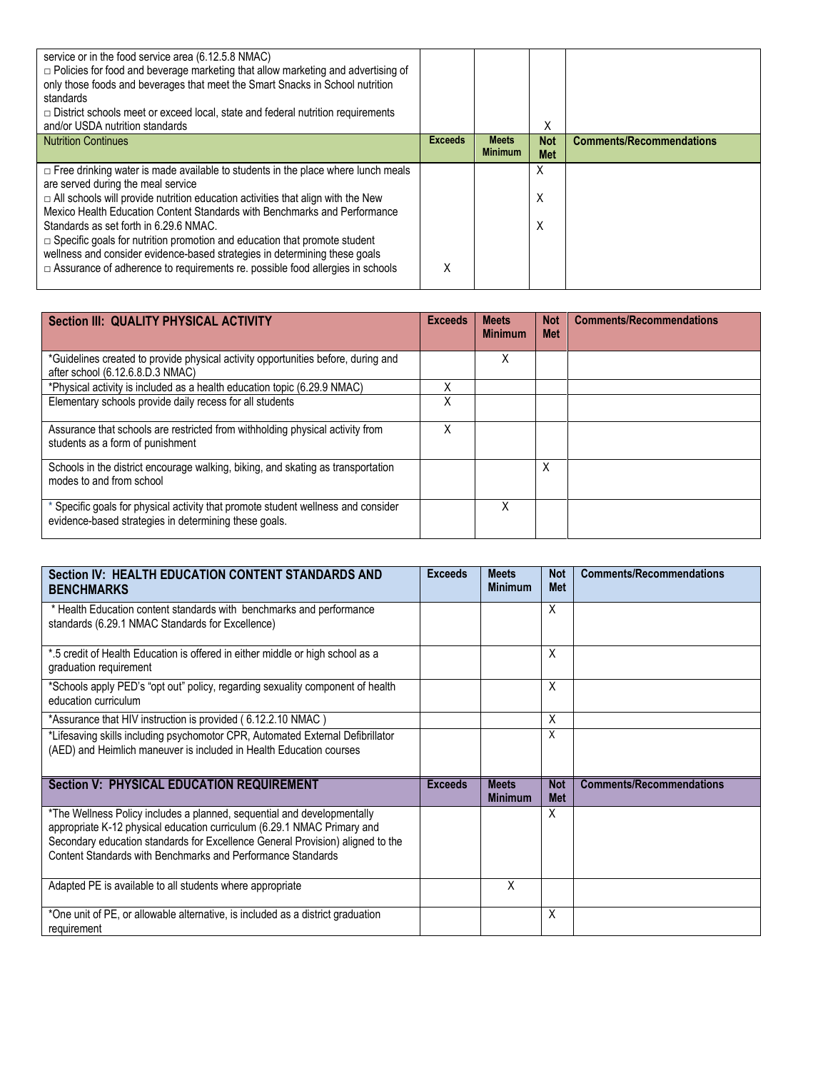| | Exceeds | Meets Minimum | Not Met | Comments/Recommendations |
|---|---|---|---|---|
| service or in the food service area (6.12.5.8 NMAC)<br>□ Policies for food and beverage marketing that allow marketing and advertising of only those foods and beverages that meet the Smart Snacks in School nutrition standards<br>□ District schools meet or exceed local, state and federal nutrition requirements and/or USDA nutrition standards | | | X | |

| Nutrition Continues | Exceeds | Meets Minimum | Not Met | Comments/Recommendations |
|---|---|---|---|---|
| □ Free drinking water is made available to students in the place where lunch meals are served during the meal service | | | X | |
| □ All schools will provide nutrition education activities that align with the New Mexico Health Education Content Standards with Benchmarks and Performance Standards as set forth in 6.29.6 NMAC. | | | X | |
| □ Specific goals for nutrition promotion and education that promote student wellness and consider evidence-based strategies in determining these goals | | | X | |
| □ Assurance of adherence to requirements re. possible food allergies in schools | X | | | |

| Section III: QUALITY PHYSICAL ACTIVITY | Exceeds | Meets Minimum | Not Met | Comments/Recommendations |
|---|---|---|---|---|
| *Guidelines created to provide physical activity opportunities before, during and after school (6.12.6.8.D.3 NMAC) | | X | | |
| *Physical activity is included as a health education topic (6.29.9 NMAC) | X | | | |
| Elementary schools provide daily recess for all students | X | | | |
| Assurance that schools are restricted from withholding physical activity from students as a form of punishment | X | | | |
| Schools in the district encourage walking, biking, and skating as transportation modes to and from school | | | X | |
| * Specific goals for physical activity that promote student wellness and consider evidence-based strategies in determining these goals. | | X | | |

| Section IV: HEALTH EDUCATION CONTENT STANDARDS AND BENCHMARKS | Exceeds | Meets Minimum | Not Met | Comments/Recommendations |
|---|---|---|---|---|
| * Health Education content standards with benchmarks and performance standards (6.29.1 NMAC Standards for Excellence) | | | X | |
| *.5 credit of Health Education is offered in either middle or high school as a graduation requirement | | | X | |
| *Schools apply PED's "opt out" policy, regarding sexuality component of health education curriculum | | | X | |
| *Assurance that HIV instruction is provided ( 6.12.2.10 NMAC ) | | | X | |
| *Lifesaving skills including psychomotor CPR, Automated External Defibrillator (AED) and Heimlich maneuver is included in Health Education courses | | | X | |

| Section V: PHYSICAL EDUCATION REQUIREMENT | Exceeds | Meets Minimum | Not Met | Comments/Recommendations |
|---|---|---|---|---|
| *The Wellness Policy includes a planned, sequential and developmentally appropriate K-12 physical education curriculum (6.29.1 NMAC Primary and Secondary education standards for Excellence General Provision) aligned to the Content Standards with Benchmarks and Performance Standards | | | X | |
| Adapted PE is available to all students where appropriate | | X | | |
| *One unit of PE, or allowable alternative, is included as a district graduation requirement | | | X | |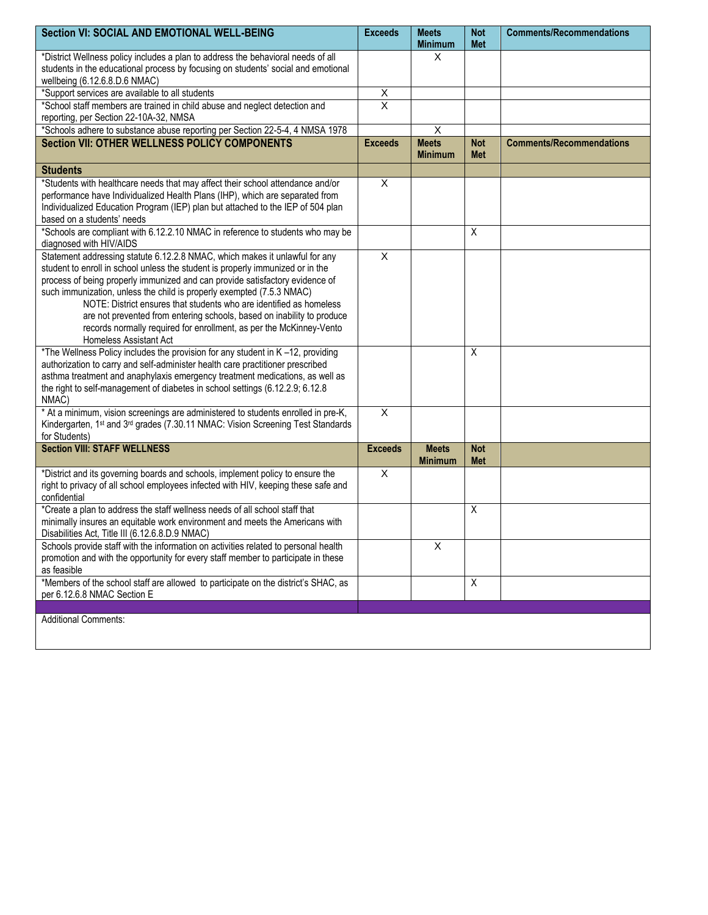| Section VI: SOCIAL AND EMOTIONAL WELL-BEING | Exceeds | Meets Minimum | Not Met | Comments/Recommendations |
|---|---|---|---|---|
| *District Wellness policy includes a plan to address the behavioral needs of all students in the educational process by focusing on students' social and emotional wellbeing (6.12.6.8.D.6 NMAC) | | X | | |
| *Support services are available to all students | X | | | |
| *School staff members are trained in child abuse and neglect detection and reporting, per Section 22-10A-32, NMSA | X | | | |
| *Schools adhere to substance abuse reporting per Section 22-5-4, 4 NMSA 1978 | | X | | |
| **Section VII: OTHER WELLNESS POLICY COMPONENTS** | **Exceeds** | **Meets Minimum** | **Not Met** | **Comments/Recommendations** |
| **Students** | | | | |
| *Students with healthcare needs that may affect their school attendance and/or performance have Individualized Health Plans (IHP), which are separated from Individualized Education Program (IEP) plan but attached to the IEP of 504 plan based on a students' needs | X | | | |
| *Schools are compliant with 6.12.2.10 NMAC in reference to students who may be diagnosed with HIV/AIDS | | | X | |
| Statement addressing statute 6.12.2.8 NMAC, which makes it unlawful for any student to enroll in school unless the student is properly immunized or in the process of being properly immunized and can provide satisfactory evidence of such immunization, unless the child is properly exempted (7.5.3 NMAC) NOTE: District ensures that students who are identified as homeless are not prevented from entering schools, based on inability to produce records normally required for enrollment, as per the McKinney-Vento Homeless Assistant Act | X | | | |
| *The Wellness Policy includes the provision for any student in K –12, providing authorization to carry and self-administer health care practitioner prescribed asthma treatment and anaphylaxis emergency treatment medications, as well as the right to self-management of diabetes in school settings (6.12.2.9; 6.12.8 NMAC) | | | X | |
| * At a minimum, vision screenings are administered to students enrolled in pre-K, Kindergarten, 1st and 3rd grades (7.30.11 NMAC: Vision Screening Test Standards for Students) | X | | | |
| **Section VIII: STAFF WELLNESS** | **Exceeds** | **Meets Minimum** | **Not Met** | |
| *District and its governing boards and schools, implement policy to ensure the right to privacy of all school employees infected with HIV, keeping these safe and confidential | X | | | |
| *Create a plan to address the staff wellness needs of all school staff that minimally insures an equitable work environment and meets the Americans with Disabilities Act, Title III (6.12.6.8.D.9 NMAC) | | | X | |
| Schools provide staff with the information on activities related to personal health promotion and with the opportunity for every staff member to participate in these as feasible | | X | | |
| *Members of the school staff are allowed to participate on the district's SHAC, as per 6.12.6.8 NMAC Section E | | | X | |

Additional Comments: